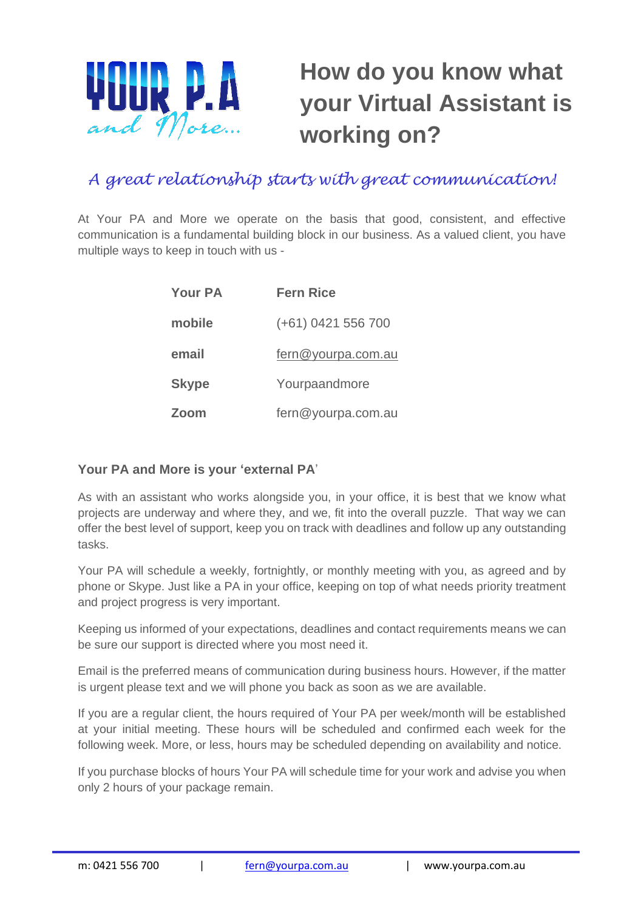# How do you know what your Virtual Assistant is working on?

*A great relationship starts with great communication!*

At Your PA and More we operate on the basis that good, consistent, and effective communication is a fundamental building block in our business. As a valued client, you have multiple ways to keep in touch with us -

| **Your PA** | **Fern Rice** |
|---|---|
| **mobile** | (+61) 0421 556 700 |
| **email** | fern@yourpa.com.au |
| **Skype** | Yourpaandmore |
| **Zoom** | fern@yourpa.com.au |

### Your PA and More is your 'external PA'

As with an assistant who works alongside you, in your office, it is best that we know what projects are underway and where they, and we, fit into the overall puzzle. That way we can offer the best level of support, keep you on track with deadlines and follow up any outstanding tasks.

Your PA will schedule a weekly, fortnightly, or monthly meeting with you, as agreed and by phone or Skype. Just like a PA in your office, keeping on top of what needs priority treatment and project progress is very important.

Keeping us informed of your expectations, deadlines and contact requirements means we can be sure our support is directed where you most need it.

Email is the preferred means of communication during business hours. However, if the matter is urgent please text and we will phone you back as soon as we are available.

If you are a regular client, the hours required of Your PA per week/month will be established at your initial meeting. These hours will be scheduled and confirmed each week for the following week. More, or less, hours may be scheduled depending on availability and notice.

If you purchase blocks of hours Your PA will schedule time for your work and advise you when only 2 hours of your package remain.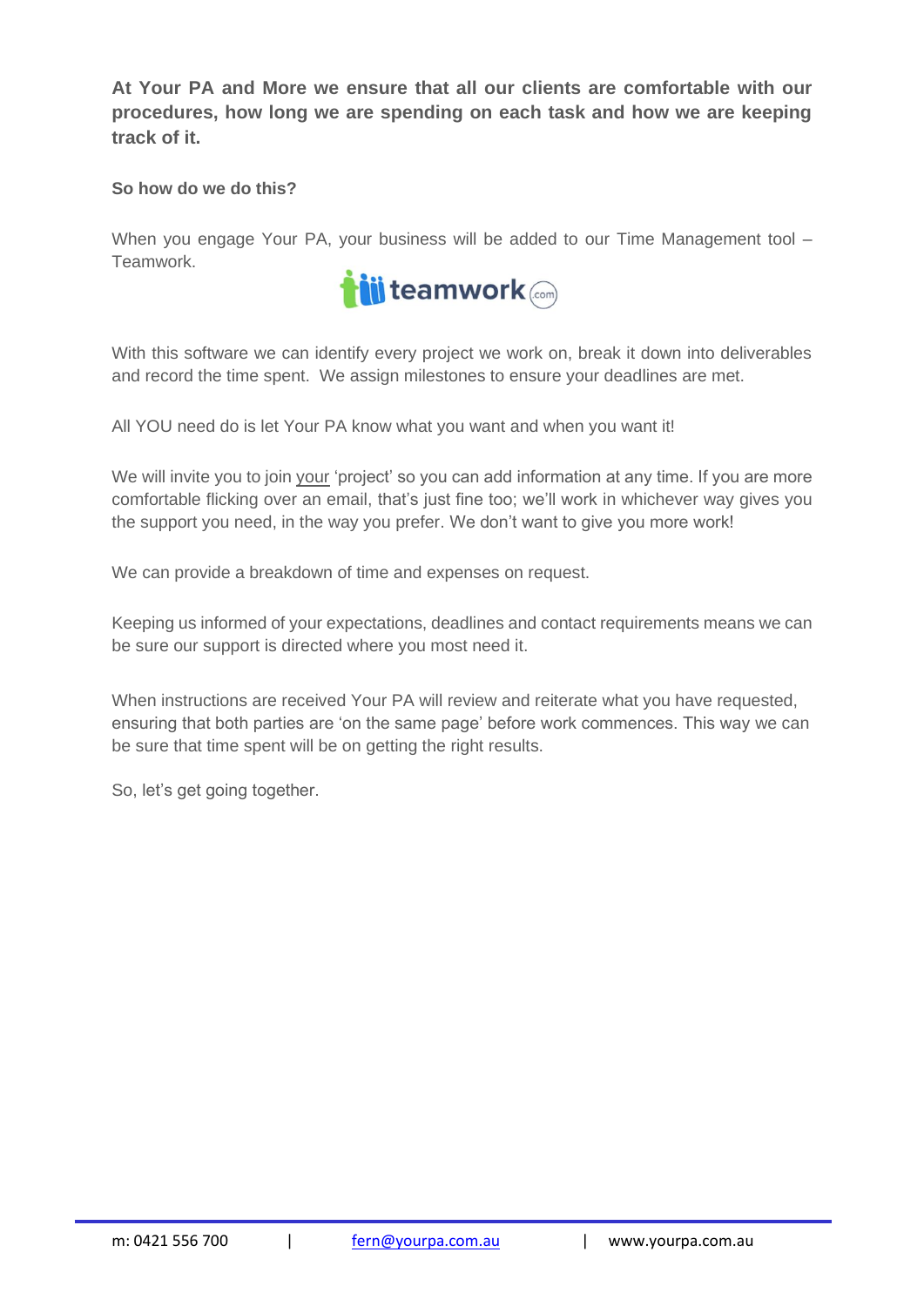**At Your PA and More we ensure that all our clients are comfortable with our procedures, how long we are spending on each task and how we are keeping track of it.**

**So how do we do this?**

When you engage Your PA, your business will be added to our Time Management tool – Teamwork.

With this software we can identify every project we work on, break it down into deliverables and record the time spent. We assign milestones to ensure your deadlines are met.

All YOU need do is let Your PA know what you want and when you want it!

We will invite you to join your 'project' so you can add information at any time. If you are more comfortable flicking over an email, that's just fine too; we'll work in whichever way gives you the support you need, in the way you prefer. We don't want to give you more work!

We can provide a breakdown of time and expenses on request.

Keeping us informed of your expectations, deadlines and contact requirements means we can be sure our support is directed where you most need it.

When instructions are received Your PA will review and reiterate what you have requested, ensuring that both parties are 'on the same page' before work commences. This way we can be sure that time spent will be on getting the right results.

So, let's get going together.